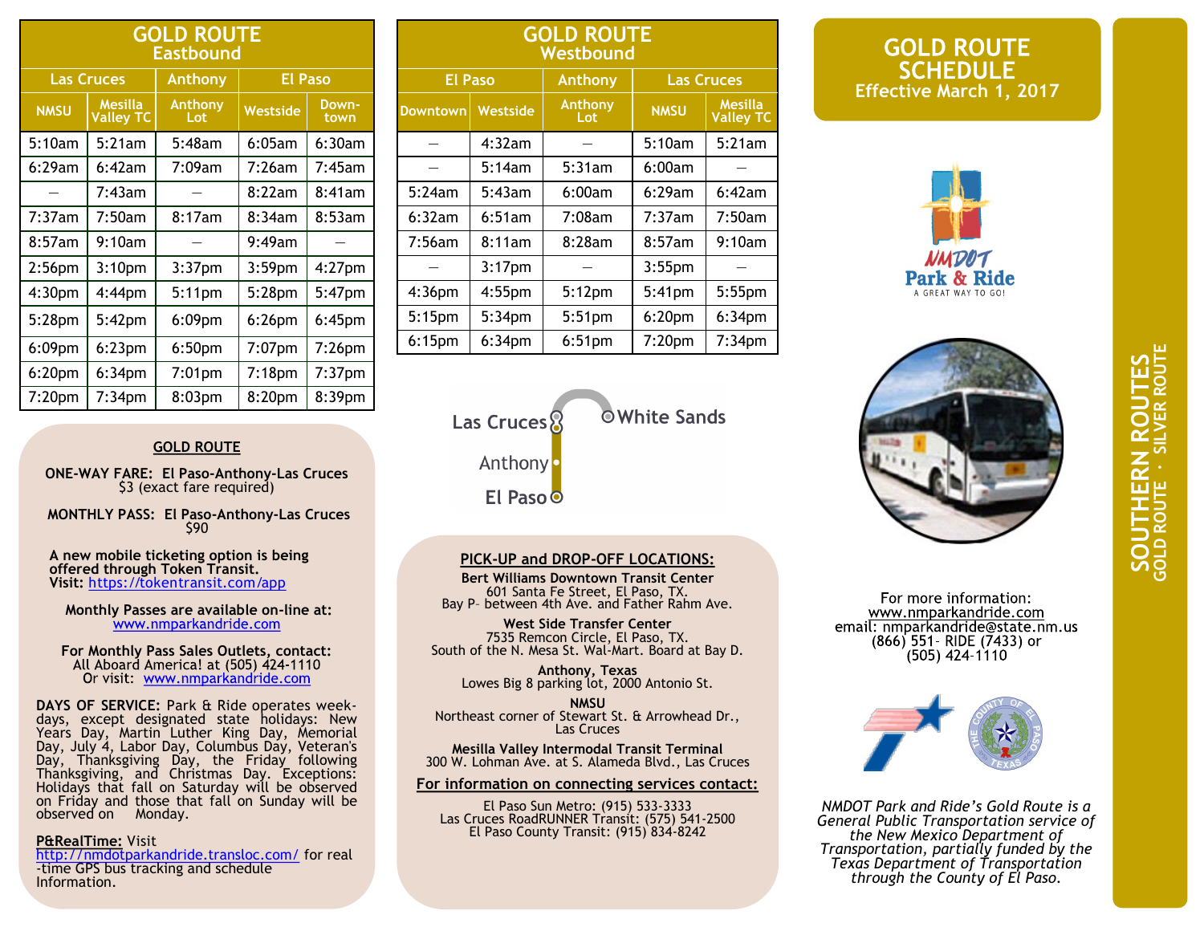# GOLD ROUTE SCHEDULE
**Effective March 1, 2017**

## GOLD ROUTE Eastbound

| Las Cruces | | Anthony | El Paso | |
|---|---|---|---|---|
| NMSU | Mesilla Valley TC | Anthony Lot | Westside | Down-town |
| 5:10am | 5:21am | 5:48am | 6:05am | 6:30am |
| 6:29am | 6:42am | 7:09am | 7:26am | 7:45am |
| — | 7:43am | — | 8:22am | 8:41am |
| 7:37am | 7:50am | 8:17am | 8:34am | 8:53am |
| 8:57am | 9:10am | — | 9:49am | — |
| 2:56pm | 3:10pm | 3:37pm | 3:59pm | 4:27pm |
| 4:30pm | 4:44pm | 5:11pm | 5:28pm | 5:47pm |
| 5:28pm | 5:42pm | 6:09pm | 6:26pm | 6:45pm |
| 6:09pm | 6:23pm | 6:50pm | 7:07pm | 7:26pm |
| 6:20pm | 6:34pm | 7:01pm | 7:18pm | 7:37pm |
| 7:20pm | 7:34pm | 8:03pm | 8:20pm | 8:39pm |

## GOLD ROUTE Westbound

| El Paso | | Anthony | Las Cruces | |
|---|---|---|---|---|
| Downtown | Westside | Anthony Lot | NMSU | Mesilla Valley TC |
| — | 4:32am | — | 5:10am | 5:21am |
| — | 5:14am | 5:31am | 6:00am | — |
| 5:24am | 5:43am | 6:00am | 6:29am | 6:42am |
| 6:32am | 6:51am | 7:08am | 7:37am | 7:50am |
| 7:56am | 8:11am | 8:28am | 8:57am | 9:10am |
| — | 3:17pm | — | 3:55pm | — |
| 4:36pm | 4:55pm | 5:12pm | 5:41pm | 5:55pm |
| 5:15pm | 5:34pm | 5:51pm | 6:20pm | 6:34pm |
| 6:15pm | 6:34pm | 6:51pm | 7:20pm | 7:34pm |

Las Cruces
White Sands
Anthony
El Paso

## GOLD ROUTE

**ONE-WAY FARE: El Paso-Anthony-Las Cruces**
$3 (exact fare required)

**MONTHLY PASS: El Paso-Anthony-Las Cruces**
$90

**A new mobile ticketing option is being offered through Token Transit.**
**Visit:** https://tokentransit.com/app

**Monthly Passes are available on-line at:**
www.nmparkandride.com

**For Monthly Pass Sales Outlets, contact:**
All Aboard America! at (505) 424-1110
Or visit: www.nmparkandride.com

**DAYS OF SERVICE:** Park & Ride operates weekdays, except designated state holidays: New Years Day, Martin Luther King Day, Memorial Day, July 4, Labor Day, Columbus Day, Veteran's Day, Thanksgiving Day, the Friday following Thanksgiving, and Christmas Day. Exceptions: Holidays that fall on Saturday will be observed on Friday and those that fall on Sunday will be observed on Monday.

**P&RealTime:** Visit http://nmdotparkandride.transloc.com/ for real-time GPS bus tracking and schedule Information.

## PICK-UP and DROP-OFF LOCATIONS:

**Bert Williams Downtown Transit Center**
601 Santa Fe Street, El Paso, TX.
Bay P– between 4th Ave. and Father Rahm Ave.

**West Side Transfer Center**
7535 Remcon Circle, El Paso, TX.
South of the N. Mesa St. Wal-Mart. Board at Bay D.

**Anthony, Texas**
Lowes Big 8 parking lot, 2000 Antonio St.

**NMSU**
Northeast corner of Stewart St. & Arrowhead Dr., Las Cruces

**Mesilla Valley Intermodal Transit Terminal**
300 W. Lohman Ave. at S. Alameda Blvd., Las Cruces

**For information on connecting services contact:**

El Paso Sun Metro: (915) 533-3333
Las Cruces RoadRUNNER Transit: (575) 541-2500
El Paso County Transit: (915) 834-8242

NMDOT Park & Ride
A GREAT WAY TO GO!

For more information:
www.nmparkandride.com
email: nmparkandride@state.nm.us
(866) 551- RIDE (7433) or
(505) 424-1110

*NMDOT Park and Ride's Gold Route is a General Public Transportation service of the New Mexico Department of Transportation, partially funded by the Texas Department of Transportation through the County of El Paso.*

**SOUTHERN ROUTES**
**GOLD ROUTE · SILVER ROUTE**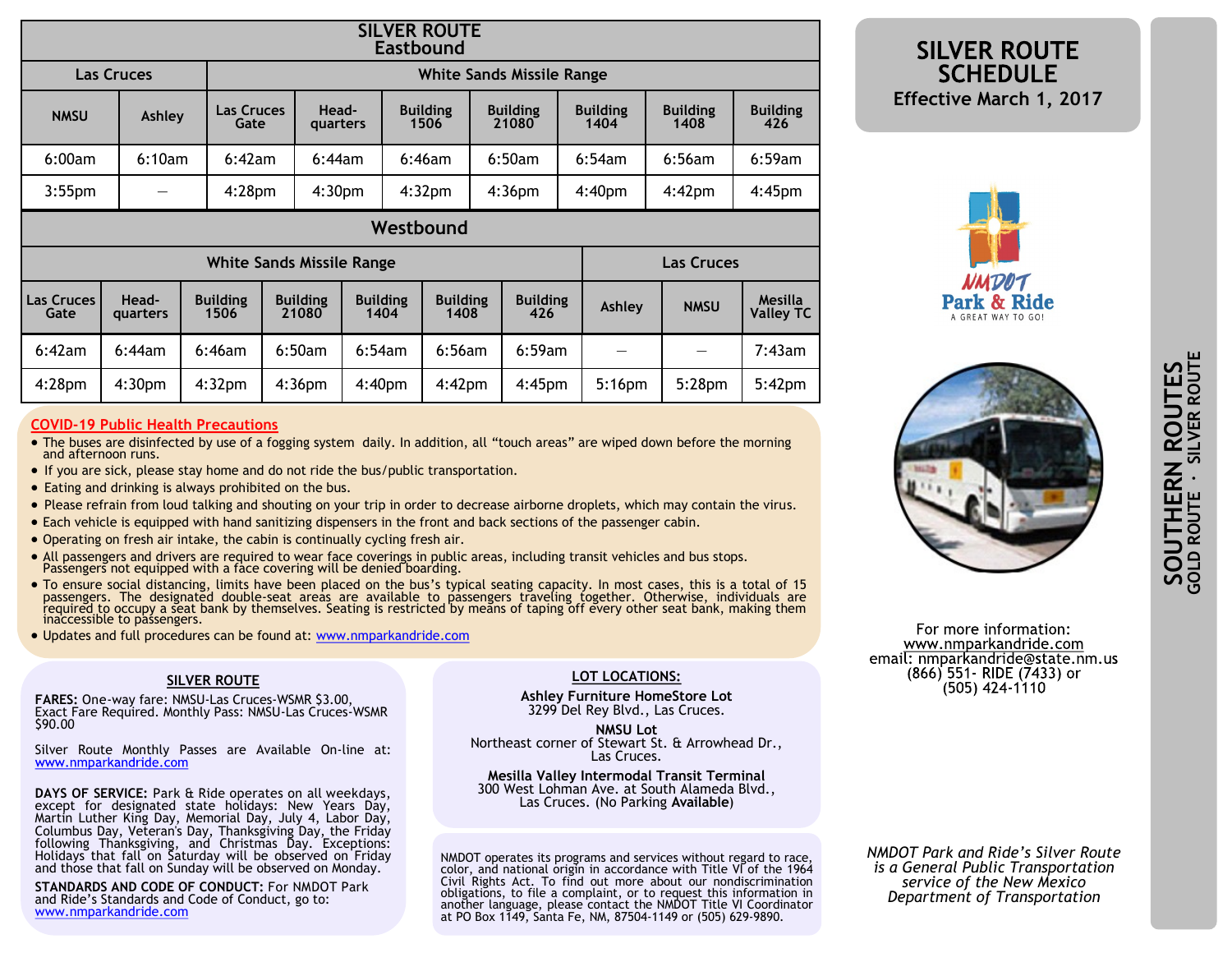# SILVER ROUTE Eastbound

| Las Cruces | | White Sands Missile Range | | | | | | |
|---|---|---|---|---|---|---|---|---|
| NMSU | Ashley | Las Cruces Gate | Head-quarters | Building 1506 | Building 21080 | Building 1404 | Building 1408 | Building 426 |
| 6:00am | 6:10am | 6:42am | 6:44am | 6:46am | 6:50am | 6:54am | 6:56am | 6:59am |
| 3:55pm | — | 4:28pm | 4:30pm | 4:32pm | 4:36pm | 4:40pm | 4:42pm | 4:45pm |

# Westbound

| White Sands Missile Range | | | | | | | Las Cruces | | |
|---|---|---|---|---|---|---|---|---|---|
| Las Cruces Gate | Head-quarters | Building 1506 | Building 21080 | Building 1404 | Building 1408 | Building 426 | Ashley | NMSU | Mesilla Valley TC |
| 6:42am | 6:44am | 6:46am | 6:50am | 6:54am | 6:56am | 6:59am | — | — | 7:43am |
| 4:28pm | 4:30pm | 4:32pm | 4:36pm | 4:40pm | 4:42pm | 4:45pm | 5:16pm | 5:28pm | 5:42pm |

## COVID-19 Public Health Precautions

- The buses are disinfected by use of a fogging system daily. In addition, all "touch areas" are wiped down before the morning and afternoon runs.
- If you are sick, please stay home and do not ride the bus/public transportation.
- Eating and drinking is always prohibited on the bus.
- Please refrain from loud talking and shouting on your trip in order to decrease airborne droplets, which may contain the virus.
- Each vehicle is equipped with hand sanitizing dispensers in the front and back sections of the passenger cabin.
- Operating on fresh air intake, the cabin is continually cycling fresh air.
- All passengers and drivers are required to wear face coverings in public areas, including transit vehicles and bus stops. Passengers not equipped with a face covering will be denied boarding.
- To ensure social distancing, limits have been placed on the bus's typical seating capacity. In most cases, this is a total of 15 passengers. The designated double-seat areas are available to passengers traveling together. Otherwise, individuals are required to occupy a seat bank by themselves. Seating is restricted by means of taping off every other seat bank, making them inaccessible to passengers.
- Updates and full procedures can be found at: www.nmparkandride.com

## SILVER ROUTE

**FARES:** One-way fare: NMSU-Las Cruces-WSMR $3.00, Exact Fare Required. Monthly Pass: NMSU-Las Cruces-WSMR $90.00

Silver Route Monthly Passes are Available On-line at: www.nmparkandride.com

**DAYS OF SERVICE:** Park & Ride operates on all weekdays, except for designated state holidays: New Years Day, Martin Luther King Day, Memorial Day, July 4, Labor Day, Columbus Day, Veteran's Day, Thanksgiving Day, the Friday following Thanksgiving, and Christmas Day. Exceptions: Holidays that fall on Saturday will be observed on Friday and those that fall on Sunday will be observed on Monday.

**STANDARDS AND CODE OF CONDUCT:** For NMDOT Park and Ride's Standards and Code of Conduct, go to: www.nmparkandride.com

## LOT LOCATIONS:

**Ashley Furniture HomeStore Lot**
3299 Del Rey Blvd., Las Cruces.

**NMSU Lot**
Northeast corner of Stewart St. & Arrowhead Dr., Las Cruces.

**Mesilla Valley Intermodal Transit Terminal**
300 West Lohman Ave. at South Alameda Blvd., Las Cruces. (No Parking **Available**)

NMDOT operates its programs and services without regard to race, color, and national origin in accordance with Title VI of the 1964 Civil Rights Act. To find out more about our nondiscrimination obligations, to file a complaint, or to request this information in another language, please contact the NMDOT Title VI Coordinator at PO Box 1149, Santa Fe, NM, 87504-1149 or (505) 629-9890.

# SILVER ROUTE SCHEDULE
**Effective March 1, 2017**

NMDOT Park & Ride
A GREAT WAY TO GO!

For more information:
www.nmparkandride.com
email: nmparkandride@state.nm.us
(866) 551- RIDE (7433) or
(505) 424-1110

*NMDOT Park and Ride's Silver Route is a General Public Transportation service of the New Mexico Department of Transportation*

**SOUTHERN ROUTES**
GOLD ROUTE · SILVER ROUTE